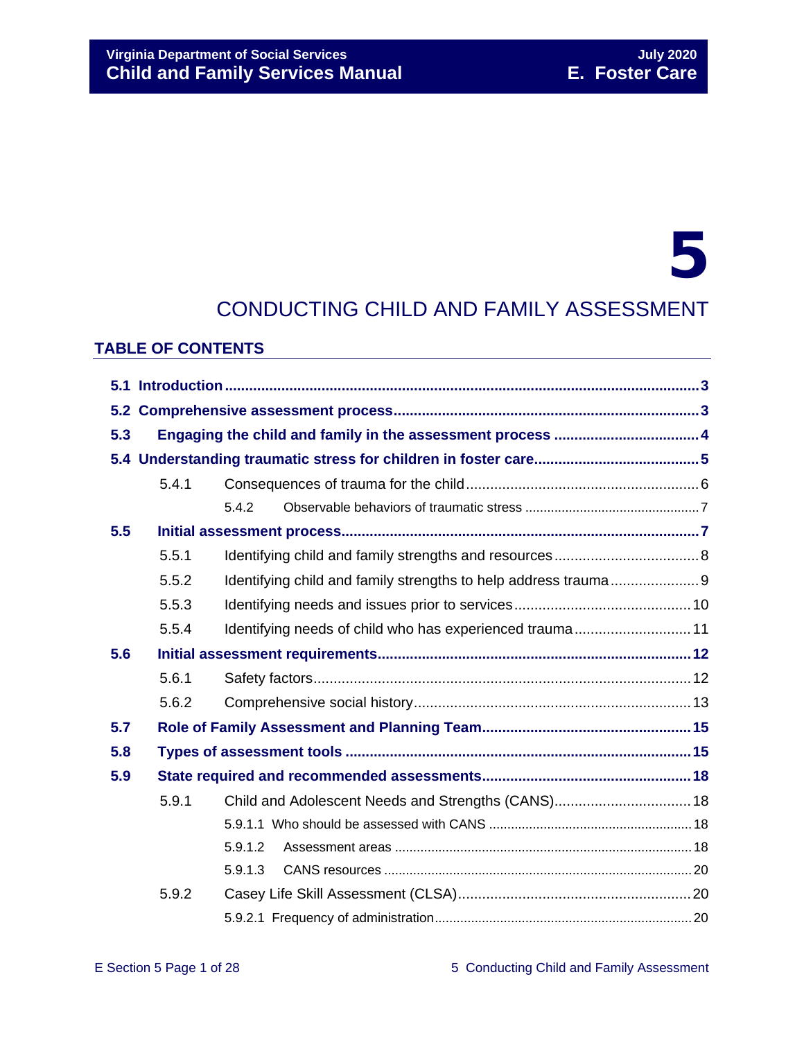# 5

# CONDUCTING CHILD AND FAMILY ASSESSMENT

## TABLE OF CONTENTS

**5.1 Introduction** .......... 3

**5.2 Comprehensive assessment process** .......... 3

**5.3 Engaging the child and family in the assessment process** .......... 4

**5.4 Understanding traumatic stress for children in foster care** .......... 5

- 5.4.1 Consequences of trauma for the child .......... 6
  - 5.4.2 Observable behaviors of traumatic stress .......... 7

**5.5 Initial assessment process** .......... 7

- 5.5.1 Identifying child and family strengths and resources .......... 8
- 5.5.2 Identifying child and family strengths to help address trauma .......... 9
- 5.5.3 Identifying needs and issues prior to services .......... 10
- 5.5.4 Identifying needs of child who has experienced trauma .......... 11

**5.6 Initial assessment requirements** .......... 12

- 5.6.1 Safety factors .......... 12
- 5.6.2 Comprehensive social history .......... 13

**5.7 Role of Family Assessment and Planning Team** .......... 15

**5.8 Types of assessment tools** .......... 15

**5.9 State required and recommended assessments** .......... 18

- 5.9.1 Child and Adolescent Needs and Strengths (CANS) .......... 18
  - 5.9.1.1 Who should be assessed with CANS .......... 18
  - 5.9.1.2 Assessment areas .......... 18
  - 5.9.1.3 CANS resources .......... 20
- 5.9.2 Casey Life Skill Assessment (CLSA) .......... 20
  - 5.9.2.1 Frequency of administration .......... 20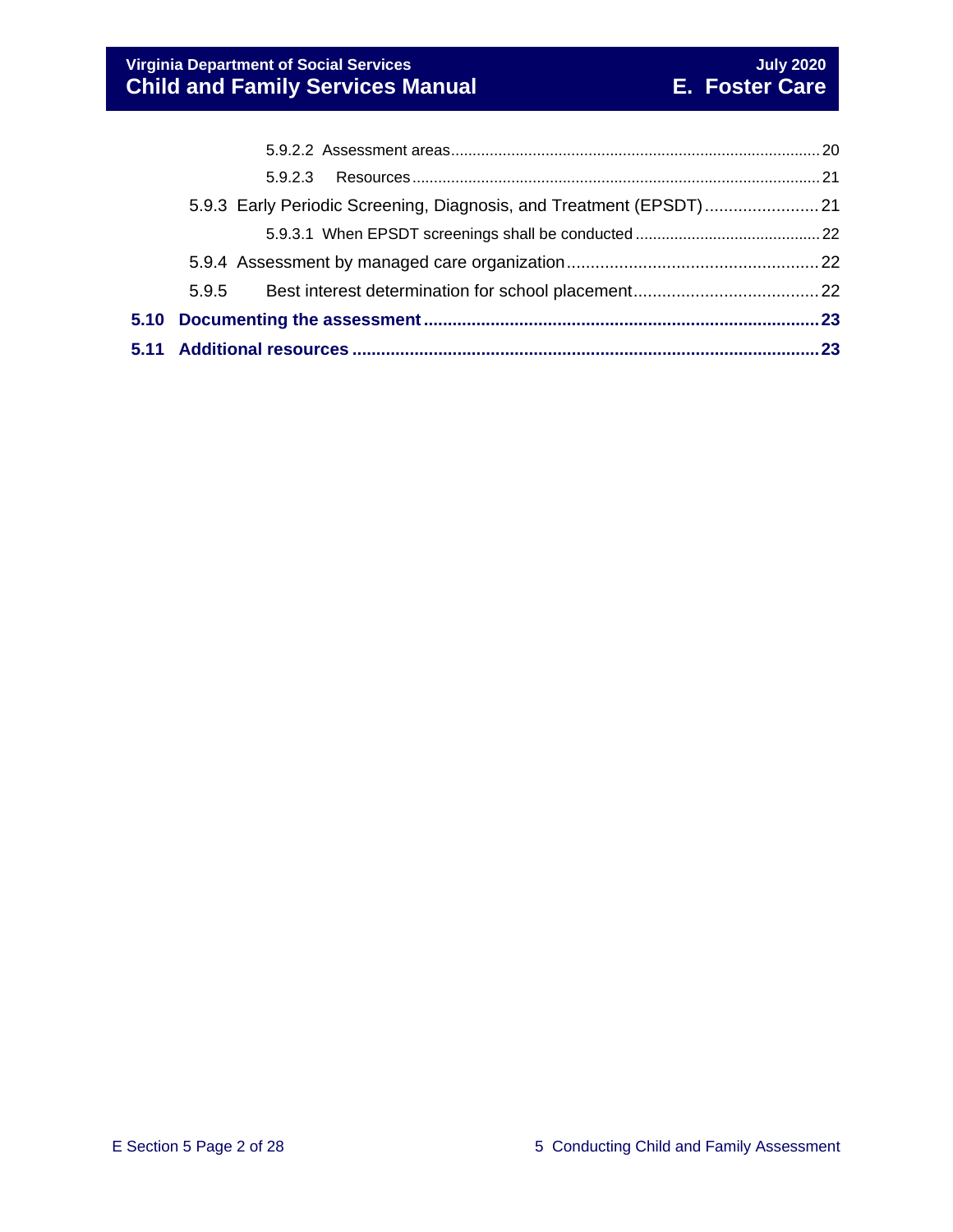5.9.2.2 Assessment areas .......... 20

5.9.2.3 Resources .......... 21

5.9.3 Early Periodic Screening, Diagnosis, and Treatment (EPSDT) .......... 21

5.9.3.1 When EPSDT screenings shall be conducted .......... 22

5.9.4 Assessment by managed care organization .......... 22

5.9.5 Best interest determination for school placement .......... 22

**5.10 Documenting the assessment .......... 23**

**5.11 Additional resources .......... 23**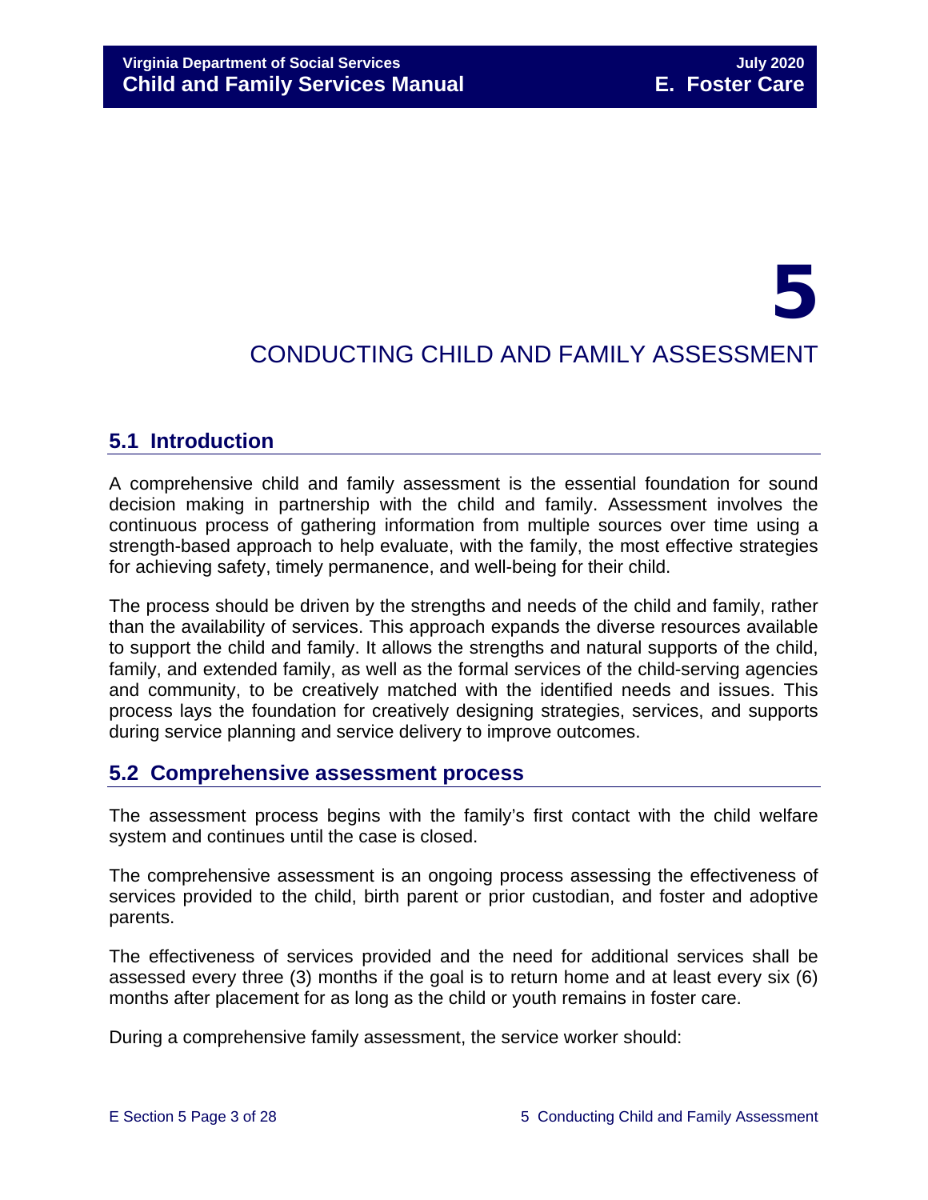# 5

# CONDUCTING CHILD AND FAMILY ASSESSMENT

## 5.1 Introduction

A comprehensive child and family assessment is the essential foundation for sound decision making in partnership with the child and family. Assessment involves the continuous process of gathering information from multiple sources over time using a strength-based approach to help evaluate, with the family, the most effective strategies for achieving safety, timely permanence, and well-being for their child.

The process should be driven by the strengths and needs of the child and family, rather than the availability of services. This approach expands the diverse resources available to support the child and family. It allows the strengths and natural supports of the child, family, and extended family, as well as the formal services of the child-serving agencies and community, to be creatively matched with the identified needs and issues. This process lays the foundation for creatively designing strategies, services, and supports during service planning and service delivery to improve outcomes.

## 5.2 Comprehensive assessment process

The assessment process begins with the family's first contact with the child welfare system and continues until the case is closed.

The comprehensive assessment is an ongoing process assessing the effectiveness of services provided to the child, birth parent or prior custodian, and foster and adoptive parents.

The effectiveness of services provided and the need for additional services shall be assessed every three (3) months if the goal is to return home and at least every six (6) months after placement for as long as the child or youth remains in foster care.

During a comprehensive family assessment, the service worker should: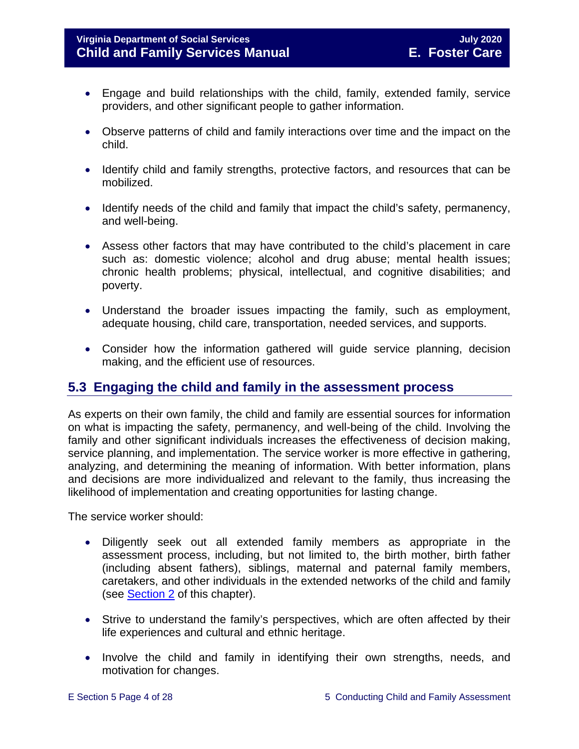- Engage and build relationships with the child, family, extended family, service providers, and other significant people to gather information.
- Observe patterns of child and family interactions over time and the impact on the child.
- Identify child and family strengths, protective factors, and resources that can be mobilized.
- Identify needs of the child and family that impact the child's safety, permanency, and well-being.
- Assess other factors that may have contributed to the child's placement in care such as: domestic violence; alcohol and drug abuse; mental health issues; chronic health problems; physical, intellectual, and cognitive disabilities; and poverty.
- Understand the broader issues impacting the family, such as employment, adequate housing, child care, transportation, needed services, and supports.
- Consider how the information gathered will guide service planning, decision making, and the efficient use of resources.

## 5.3 Engaging the child and family in the assessment process

As experts on their own family, the child and family are essential sources for information on what is impacting the safety, permanency, and well-being of the child. Involving the family and other significant individuals increases the effectiveness of decision making, service planning, and implementation. The service worker is more effective in gathering, analyzing, and determining the meaning of information. With better information, plans and decisions are more individualized and relevant to the family, thus increasing the likelihood of implementation and creating opportunities for lasting change.

The service worker should:

- Diligently seek out all extended family members as appropriate in the assessment process, including, but not limited to, the birth mother, birth father (including absent fathers), siblings, maternal and paternal family members, caretakers, and other individuals in the extended networks of the child and family (see Section 2 of this chapter).
- Strive to understand the family's perspectives, which are often affected by their life experiences and cultural and ethnic heritage.
- Involve the child and family in identifying their own strengths, needs, and motivation for changes.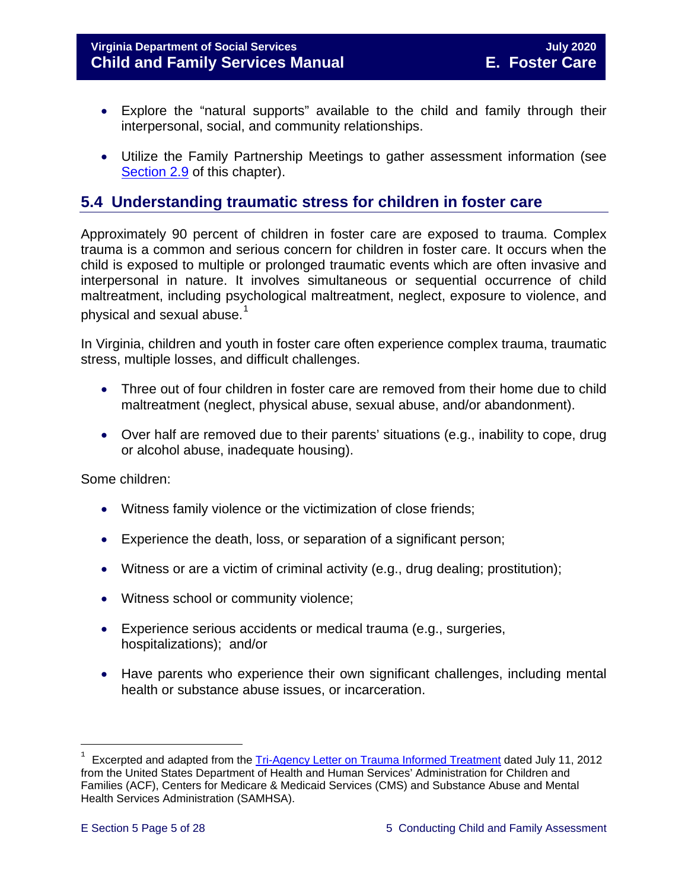- Explore the "natural supports" available to the child and family through their interpersonal, social, and community relationships.

- Utilize the Family Partnership Meetings to gather assessment information (see Section 2.9 of this chapter).

## 5.4 Understanding traumatic stress for children in foster care

Approximately 90 percent of children in foster care are exposed to trauma. Complex trauma is a common and serious concern for children in foster care. It occurs when the child is exposed to multiple or prolonged traumatic events which are often invasive and interpersonal in nature. It involves simultaneous or sequential occurrence of child maltreatment, including psychological maltreatment, neglect, exposure to violence, and physical and sexual abuse.[1]

In Virginia, children and youth in foster care often experience complex trauma, traumatic stress, multiple losses, and difficult challenges.

- Three out of four children in foster care are removed from their home due to child maltreatment (neglect, physical abuse, sexual abuse, and/or abandonment).

- Over half are removed due to their parents' situations (e.g., inability to cope, drug or alcohol abuse, inadequate housing).

Some children:

- Witness family violence or the victimization of close friends;

- Experience the death, loss, or separation of a significant person;

- Witness or are a victim of criminal activity (e.g., drug dealing; prostitution);

- Witness school or community violence;

- Experience serious accidents or medical trauma (e.g., surgeries, hospitalizations); and/or

- Have parents who experience their own significant challenges, including mental health or substance abuse issues, or incarceration.

---

[1] Excerpted and adapted from the Tri-Agency Letter on Trauma Informed Treatment dated July 11, 2012 from the United States Department of Health and Human Services' Administration for Children and Families (ACF), Centers for Medicare & Medicaid Services (CMS) and Substance Abuse and Mental Health Services Administration (SAMHSA).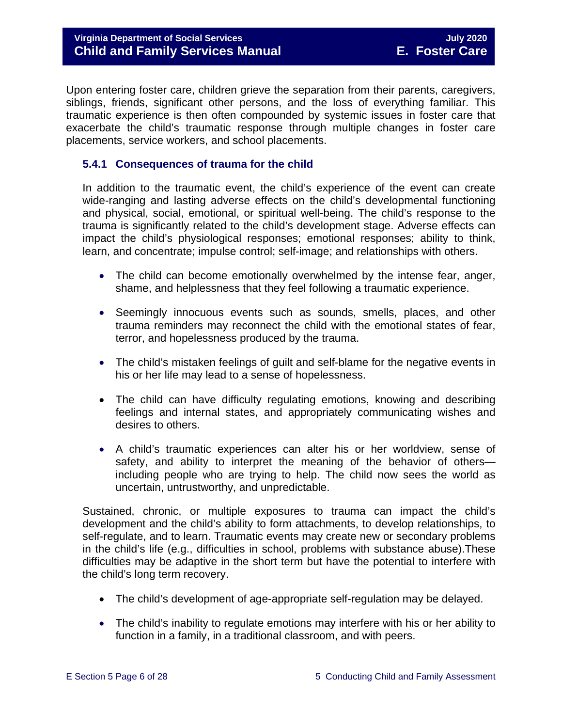Upon entering foster care, children grieve the separation from their parents, caregivers, siblings, friends, significant other persons, and the loss of everything familiar. This traumatic experience is then often compounded by systemic issues in foster care that exacerbate the child's traumatic response through multiple changes in foster care placements, service workers, and school placements.

### 5.4.1 Consequences of trauma for the child

In addition to the traumatic event, the child's experience of the event can create wide-ranging and lasting adverse effects on the child's developmental functioning and physical, social, emotional, or spiritual well-being. The child's response to the trauma is significantly related to the child's development stage. Adverse effects can impact the child's physiological responses; emotional responses; ability to think, learn, and concentrate; impulse control; self-image; and relationships with others.

- The child can become emotionally overwhelmed by the intense fear, anger, shame, and helplessness that they feel following a traumatic experience.
- Seemingly innocuous events such as sounds, smells, places, and other trauma reminders may reconnect the child with the emotional states of fear, terror, and hopelessness produced by the trauma.
- The child's mistaken feelings of guilt and self-blame for the negative events in his or her life may lead to a sense of hopelessness.
- The child can have difficulty regulating emotions, knowing and describing feelings and internal states, and appropriately communicating wishes and desires to others.
- A child's traumatic experiences can alter his or her worldview, sense of safety, and ability to interpret the meaning of the behavior of others—including people who are trying to help. The child now sees the world as uncertain, untrustworthy, and unpredictable.

Sustained, chronic, or multiple exposures to trauma can impact the child's development and the child's ability to form attachments, to develop relationships, to self-regulate, and to learn. Traumatic events may create new or secondary problems in the child's life (e.g., difficulties in school, problems with substance abuse).These difficulties may be adaptive in the short term but have the potential to interfere with the child's long term recovery.

- The child's development of age-appropriate self-regulation may be delayed.
- The child's inability to regulate emotions may interfere with his or her ability to function in a family, in a traditional classroom, and with peers.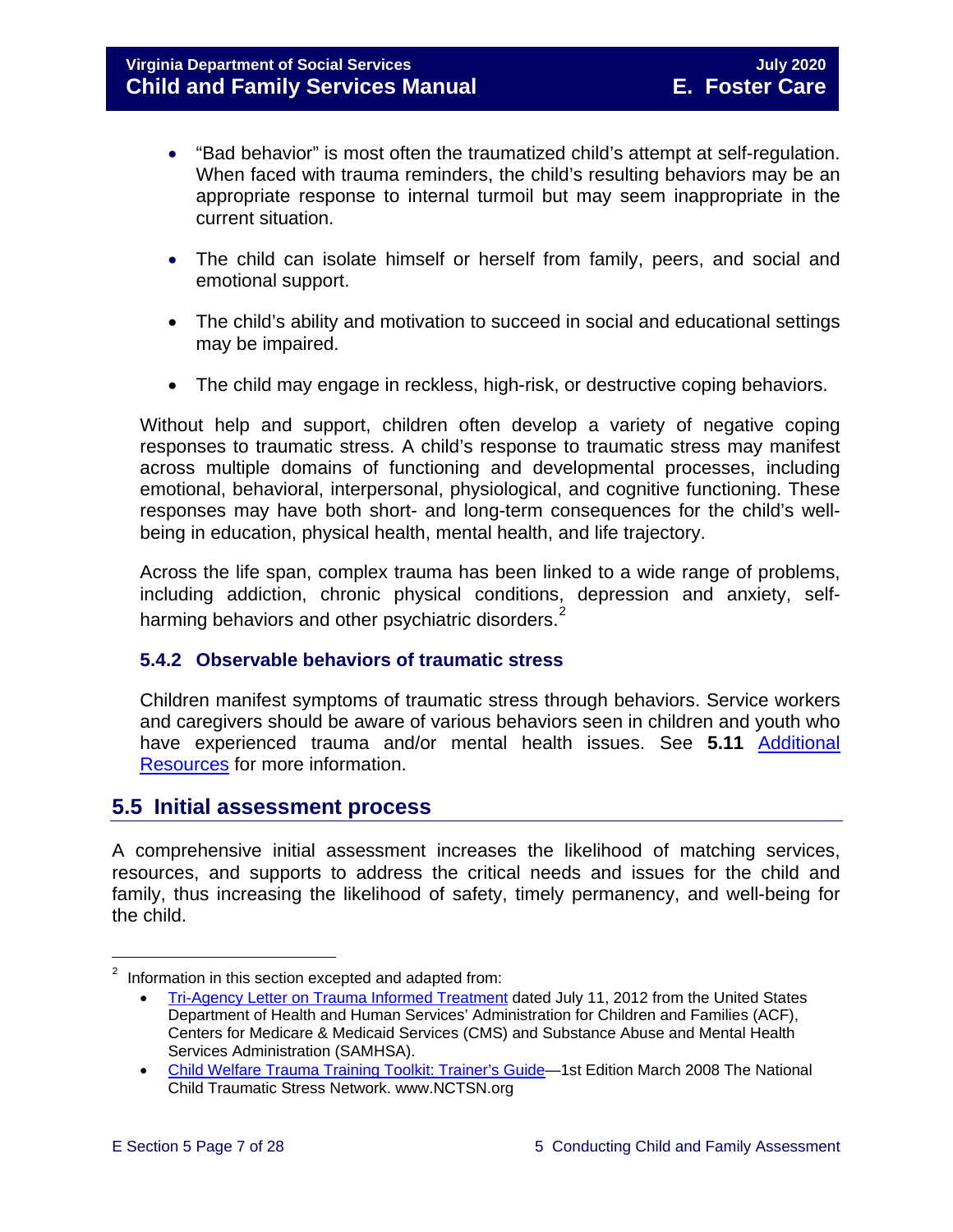- "Bad behavior" is most often the traumatized child's attempt at self-regulation. When faced with trauma reminders, the child's resulting behaviors may be an appropriate response to internal turmoil but may seem inappropriate in the current situation.

- The child can isolate himself or herself from family, peers, and social and emotional support.

- The child's ability and motivation to succeed in social and educational settings may be impaired.

- The child may engage in reckless, high-risk, or destructive coping behaviors.

Without help and support, children often develop a variety of negative coping responses to traumatic stress. A child's response to traumatic stress may manifest across multiple domains of functioning and developmental processes, including emotional, behavioral, interpersonal, physiological, and cognitive functioning. These responses may have both short- and long-term consequences for the child's well-being in education, physical health, mental health, and life trajectory.

Across the life span, complex trauma has been linked to a wide range of problems, including addiction, chronic physical conditions, depression and anxiety, self-harming behaviors and other psychiatric disorders.[2]

### 5.4.2 Observable behaviors of traumatic stress

Children manifest symptoms of traumatic stress through behaviors. Service workers and caregivers should be aware of various behaviors seen in children and youth who have experienced trauma and/or mental health issues. See **5.11** Additional Resources for more information.

## 5.5 Initial assessment process

A comprehensive initial assessment increases the likelihood of matching services, resources, and supports to address the critical needs and issues for the child and family, thus increasing the likelihood of safety, timely permanency, and well-being for the child.

---

[2] Information in this section excepted and adapted from:

- Tri-Agency Letter on Trauma Informed Treatment dated July 11, 2012 from the United States Department of Health and Human Services' Administration for Children and Families (ACF), Centers for Medicare & Medicaid Services (CMS) and Substance Abuse and Mental Health Services Administration (SAMHSA).
- Child Welfare Trauma Training Toolkit: Trainer's Guide—1st Edition March 2008 The National Child Traumatic Stress Network. www.NCTSN.org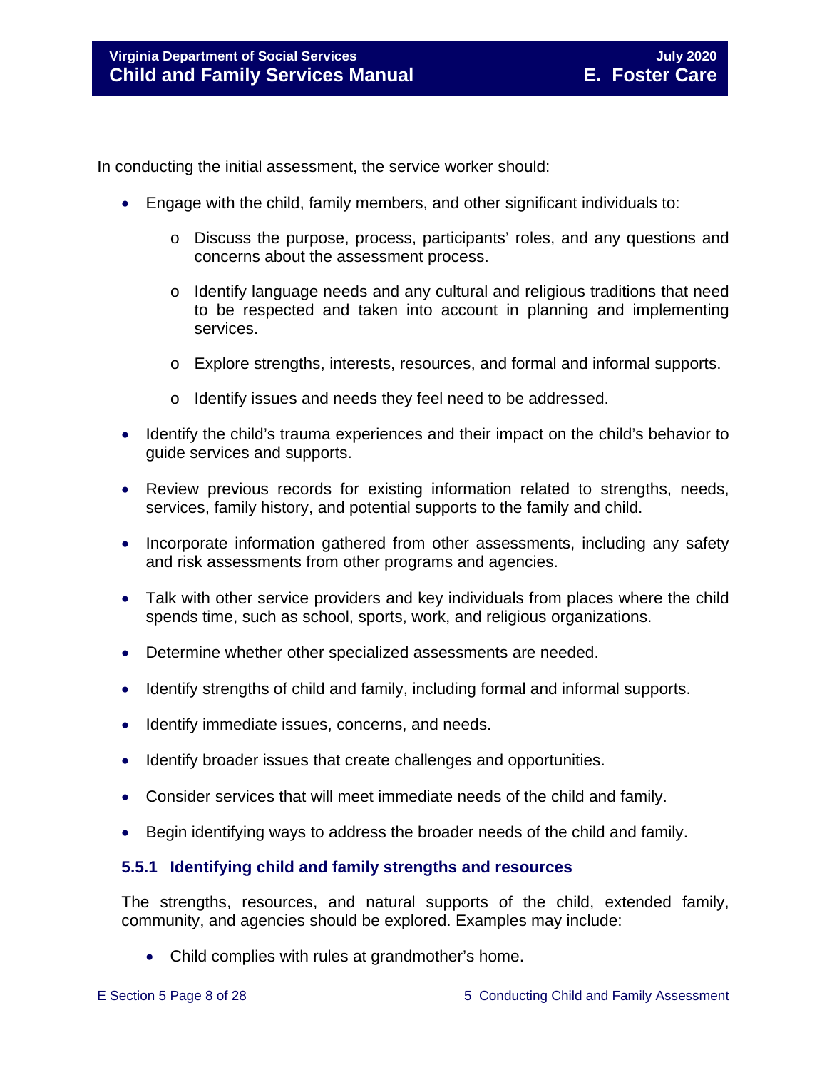In conducting the initial assessment, the service worker should:

- Engage with the child, family members, and other significant individuals to:
    - Discuss the purpose, process, participants' roles, and any questions and concerns about the assessment process.
    - Identify language needs and any cultural and religious traditions that need to be respected and taken into account in planning and implementing services.
    - Explore strengths, interests, resources, and formal and informal supports.
    - Identify issues and needs they feel need to be addressed.
- Identify the child's trauma experiences and their impact on the child's behavior to guide services and supports.
- Review previous records for existing information related to strengths, needs, services, family history, and potential supports to the family and child.
- Incorporate information gathered from other assessments, including any safety and risk assessments from other programs and agencies.
- Talk with other service providers and key individuals from places where the child spends time, such as school, sports, work, and religious organizations.
- Determine whether other specialized assessments are needed.
- Identify strengths of child and family, including formal and informal supports.
- Identify immediate issues, concerns, and needs.
- Identify broader issues that create challenges and opportunities.
- Consider services that will meet immediate needs of the child and family.
- Begin identifying ways to address the broader needs of the child and family.

### 5.5.1 Identifying child and family strengths and resources

The strengths, resources, and natural supports of the child, extended family, community, and agencies should be explored. Examples may include:

- Child complies with rules at grandmother's home.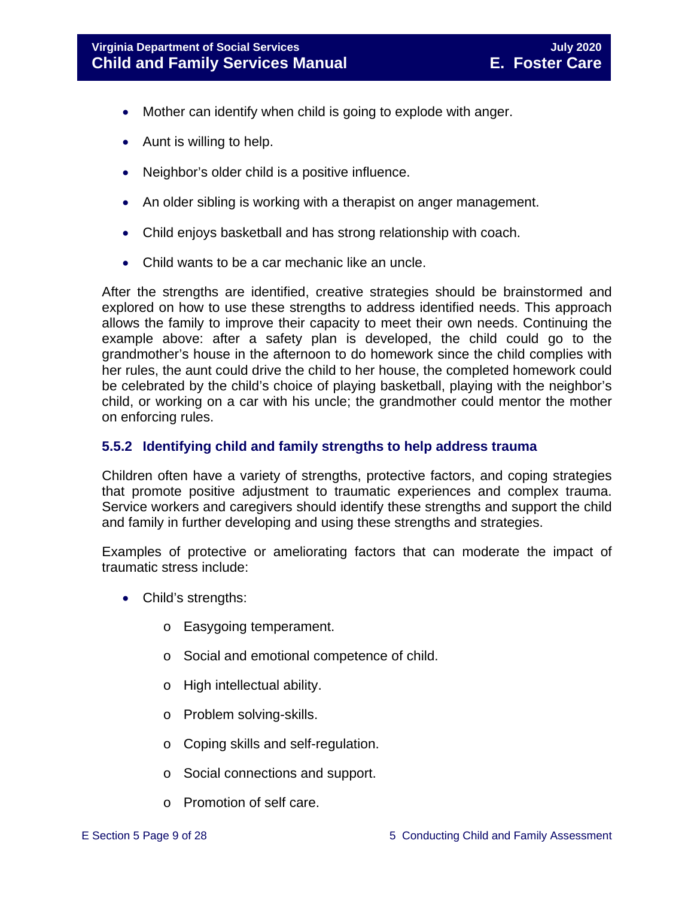- Mother can identify when child is going to explode with anger.
- Aunt is willing to help.
- Neighbor's older child is a positive influence.
- An older sibling is working with a therapist on anger management.
- Child enjoys basketball and has strong relationship with coach.
- Child wants to be a car mechanic like an uncle.

After the strengths are identified, creative strategies should be brainstormed and explored on how to use these strengths to address identified needs. This approach allows the family to improve their capacity to meet their own needs. Continuing the example above: after a safety plan is developed, the child could go to the grandmother's house in the afternoon to do homework since the child complies with her rules, the aunt could drive the child to her house, the completed homework could be celebrated by the child's choice of playing basketball, playing with the neighbor's child, or working on a car with his uncle; the grandmother could mentor the mother on enforcing rules.

### 5.5.2 Identifying child and family strengths to help address trauma

Children often have a variety of strengths, protective factors, and coping strategies that promote positive adjustment to traumatic experiences and complex trauma. Service workers and caregivers should identify these strengths and support the child and family in further developing and using these strengths and strategies.

Examples of protective or ameliorating factors that can moderate the impact of traumatic stress include:

- Child's strengths:
    - Easygoing temperament.
    - Social and emotional competence of child.
    - High intellectual ability.
    - Problem solving-skills.
    - Coping skills and self-regulation.
    - Social connections and support.
    - Promotion of self care.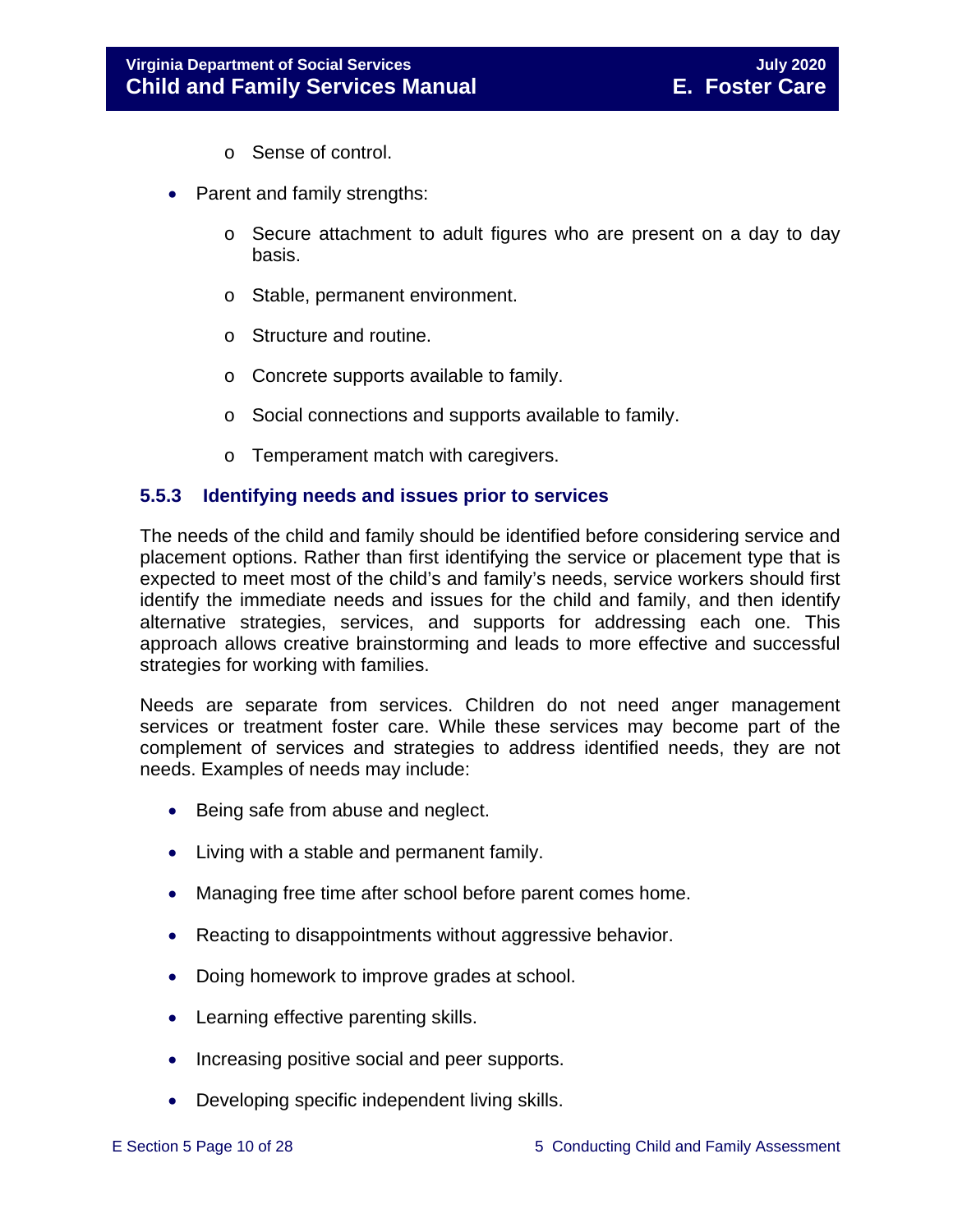- Sense of control.

- Parent and family strengths:
    - Secure attachment to adult figures who are present on a day to day basis.
    - Stable, permanent environment.
    - Structure and routine.
    - Concrete supports available to family.
    - Social connections and supports available to family.
    - Temperament match with caregivers.

### 5.5.3 Identifying needs and issues prior to services

The needs of the child and family should be identified before considering service and placement options. Rather than first identifying the service or placement type that is expected to meet most of the child's and family's needs, service workers should first identify the immediate needs and issues for the child and family, and then identify alternative strategies, services, and supports for addressing each one. This approach allows creative brainstorming and leads to more effective and successful strategies for working with families.

Needs are separate from services. Children do not need anger management services or treatment foster care. While these services may become part of the complement of services and strategies to address identified needs, they are not needs. Examples of needs may include:

- Being safe from abuse and neglect.
- Living with a stable and permanent family.
- Managing free time after school before parent comes home.
- Reacting to disappointments without aggressive behavior.
- Doing homework to improve grades at school.
- Learning effective parenting skills.
- Increasing positive social and peer supports.
- Developing specific independent living skills.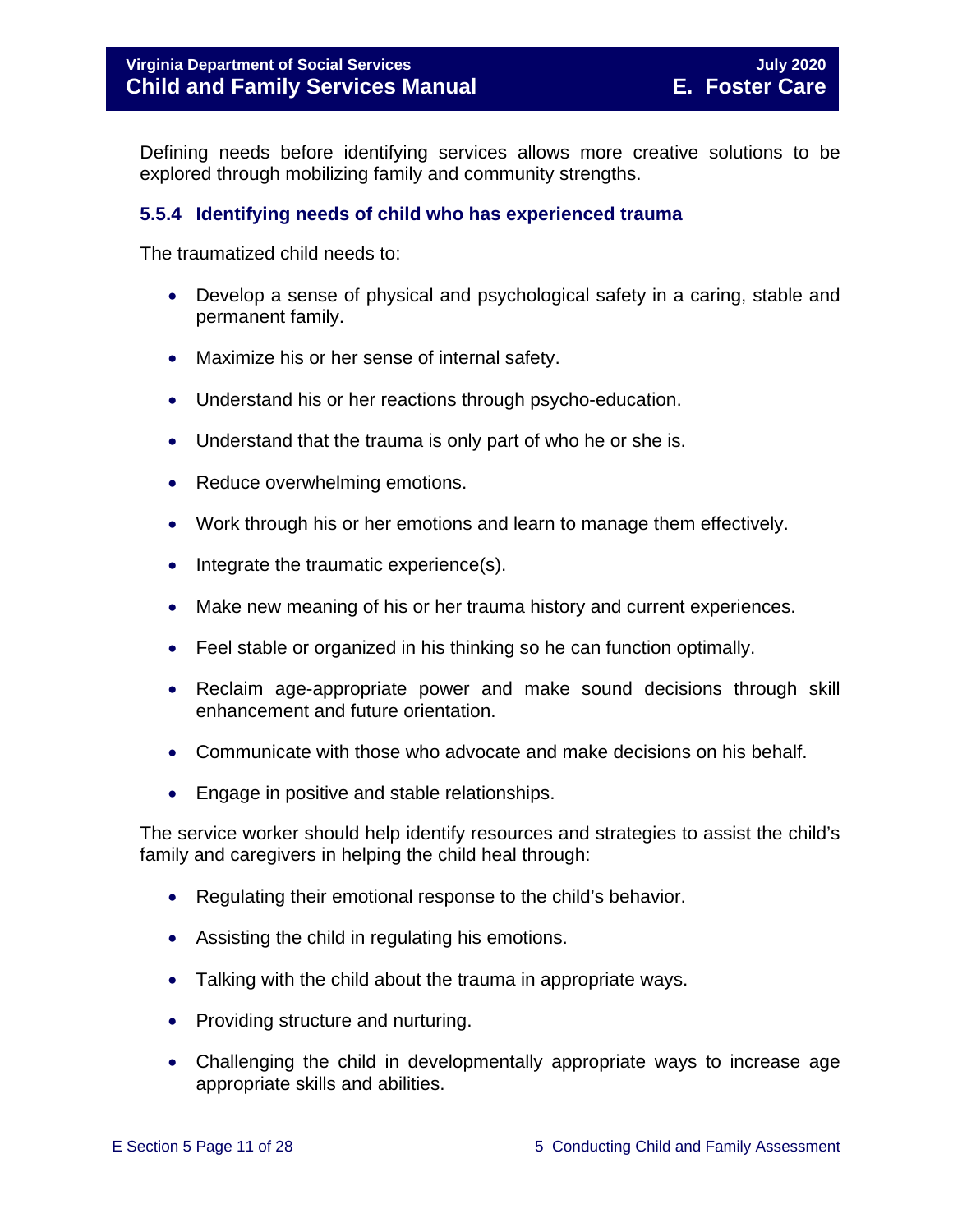Defining needs before identifying services allows more creative solutions to be explored through mobilizing family and community strengths.

### 5.5.4 Identifying needs of child who has experienced trauma

The traumatized child needs to:

- Develop a sense of physical and psychological safety in a caring, stable and permanent family.
- Maximize his or her sense of internal safety.
- Understand his or her reactions through psycho-education.
- Understand that the trauma is only part of who he or she is.
- Reduce overwhelming emotions.
- Work through his or her emotions and learn to manage them effectively.
- Integrate the traumatic experience(s).
- Make new meaning of his or her trauma history and current experiences.
- Feel stable or organized in his thinking so he can function optimally.
- Reclaim age-appropriate power and make sound decisions through skill enhancement and future orientation.
- Communicate with those who advocate and make decisions on his behalf.
- Engage in positive and stable relationships.

The service worker should help identify resources and strategies to assist the child's family and caregivers in helping the child heal through:

- Regulating their emotional response to the child's behavior.
- Assisting the child in regulating his emotions.
- Talking with the child about the trauma in appropriate ways.
- Providing structure and nurturing.
- Challenging the child in developmentally appropriate ways to increase age appropriate skills and abilities.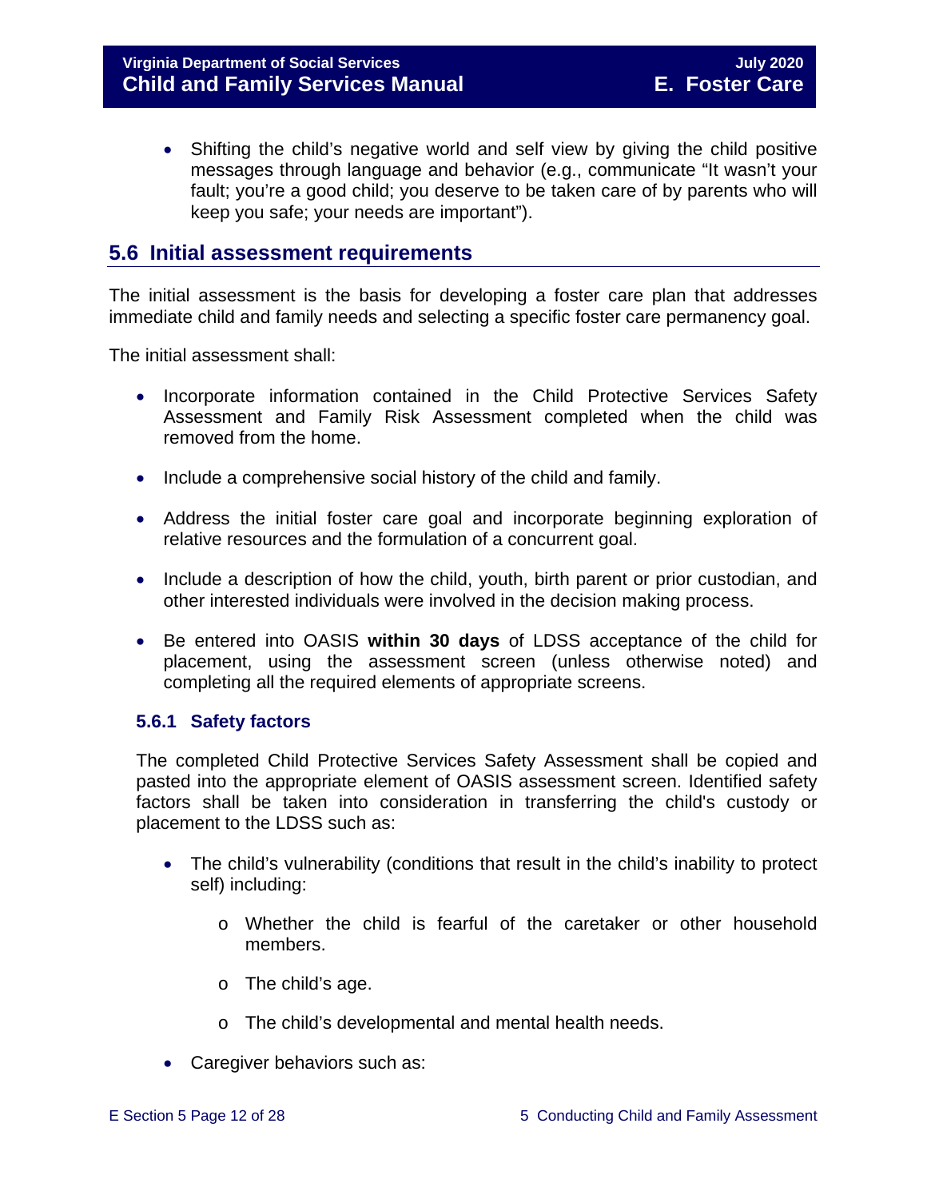- Shifting the child's negative world and self view by giving the child positive messages through language and behavior (e.g., communicate "It wasn't your fault; you're a good child; you deserve to be taken care of by parents who will keep you safe; your needs are important").

## 5.6 Initial assessment requirements

The initial assessment is the basis for developing a foster care plan that addresses immediate child and family needs and selecting a specific foster care permanency goal.

The initial assessment shall:

- Incorporate information contained in the Child Protective Services Safety Assessment and Family Risk Assessment completed when the child was removed from the home.
- Include a comprehensive social history of the child and family.
- Address the initial foster care goal and incorporate beginning exploration of relative resources and the formulation of a concurrent goal.
- Include a description of how the child, youth, birth parent or prior custodian, and other interested individuals were involved in the decision making process.
- Be entered into OASIS **within 30 days** of LDSS acceptance of the child for placement, using the assessment screen (unless otherwise noted) and completing all the required elements of appropriate screens.

### 5.6.1 Safety factors

The completed Child Protective Services Safety Assessment shall be copied and pasted into the appropriate element of OASIS assessment screen. Identified safety factors shall be taken into consideration in transferring the child's custody or placement to the LDSS such as:

- The child's vulnerability (conditions that result in the child's inability to protect self) including:
  - Whether the child is fearful of the caretaker or other household members.
  - The child's age.
  - The child's developmental and mental health needs.
- Caregiver behaviors such as: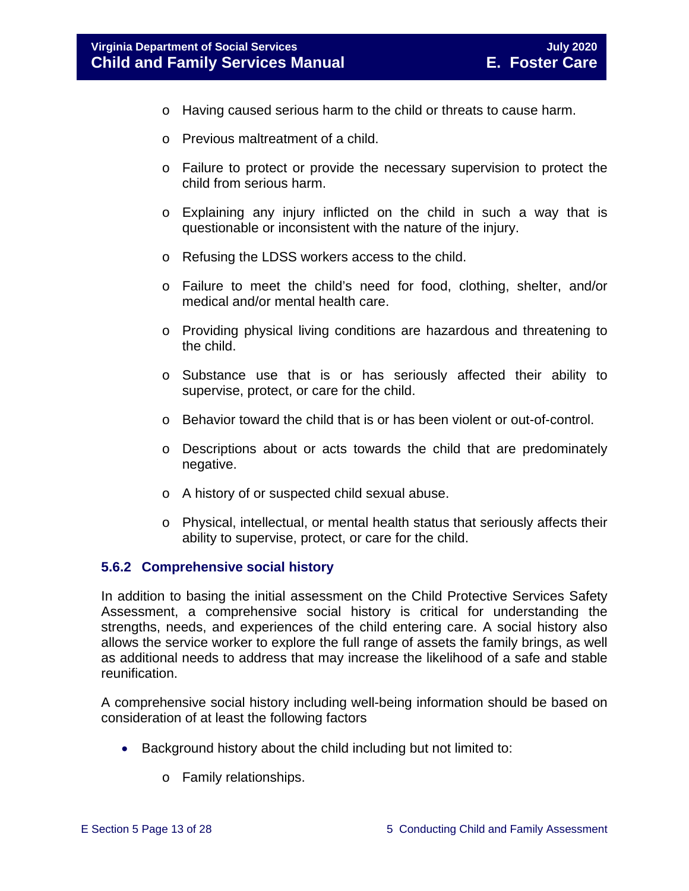- Having caused serious harm to the child or threats to cause harm.
    - Previous maltreatment of a child.
    - Failure to protect or provide the necessary supervision to protect the child from serious harm.
    - Explaining any injury inflicted on the child in such a way that is questionable or inconsistent with the nature of the injury.
    - Refusing the LDSS workers access to the child.
    - Failure to meet the child's need for food, clothing, shelter, and/or medical and/or mental health care.
    - Providing physical living conditions are hazardous and threatening to the child.
    - Substance use that is or has seriously affected their ability to supervise, protect, or care for the child.
    - Behavior toward the child that is or has been violent or out-of-control.
    - Descriptions about or acts towards the child that are predominately negative.
    - A history of or suspected child sexual abuse.
    - Physical, intellectual, or mental health status that seriously affects their ability to supervise, protect, or care for the child.

### 5.6.2 Comprehensive social history

In addition to basing the initial assessment on the Child Protective Services Safety Assessment, a comprehensive social history is critical for understanding the strengths, needs, and experiences of the child entering care. A social history also allows the service worker to explore the full range of assets the family brings, as well as additional needs to address that may increase the likelihood of a safe and stable reunification.

A comprehensive social history including well-being information should be based on consideration of at least the following factors

- Background history about the child including but not limited to:
    - Family relationships.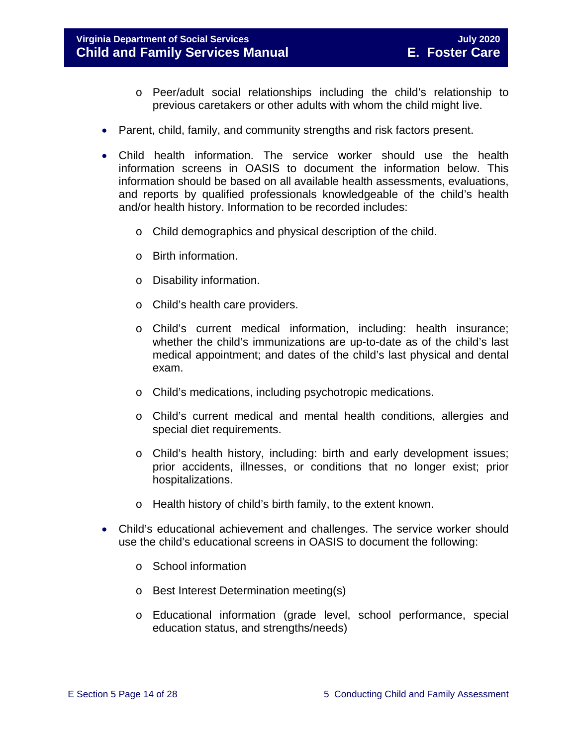- Peer/adult social relationships including the child's relationship to previous caretakers or other adults with whom the child might live.

- Parent, child, family, and community strengths and risk factors present.

- Child health information. The service worker should use the health information screens in OASIS to document the information below. This information should be based on all available health assessments, evaluations, and reports by qualified professionals knowledgeable of the child's health and/or health history. Information to be recorded includes:

    - Child demographics and physical description of the child.
    - Birth information.
    - Disability information.
    - Child's health care providers.
    - Child's current medical information, including: health insurance; whether the child's immunizations are up-to-date as of the child's last medical appointment; and dates of the child's last physical and dental exam.
    - Child's medications, including psychotropic medications.
    - Child's current medical and mental health conditions, allergies and special diet requirements.
    - Child's health history, including: birth and early development issues; prior accidents, illnesses, or conditions that no longer exist; prior hospitalizations.
    - Health history of child's birth family, to the extent known.

- Child's educational achievement and challenges. The service worker should use the child's educational screens in OASIS to document the following:

    - School information
    - Best Interest Determination meeting(s)
    - Educational information (grade level, school performance, special education status, and strengths/needs)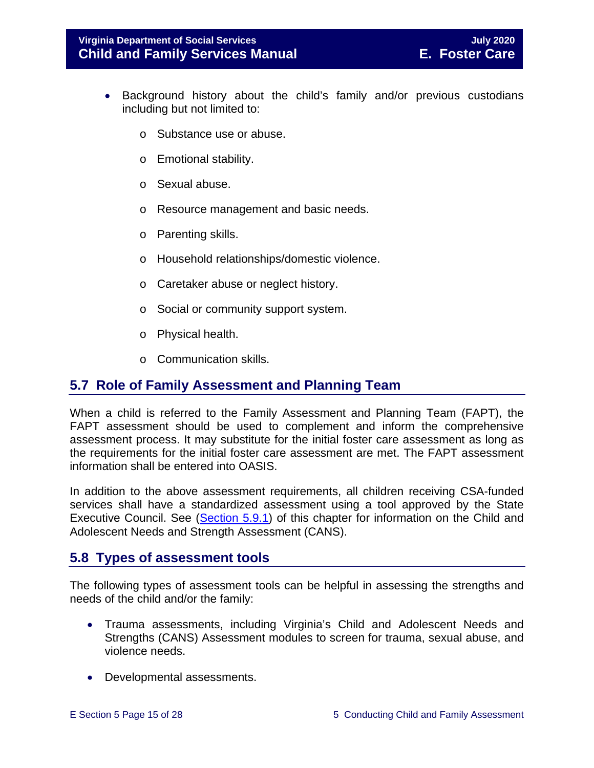- Background history about the child's family and/or previous custodians including but not limited to:
    - Substance use or abuse.
    - Emotional stability.
    - Sexual abuse.
    - Resource management and basic needs.
    - Parenting skills.
    - Household relationships/domestic violence.
    - Caretaker abuse or neglect history.
    - Social or community support system.
    - Physical health.
    - Communication skills.

## 5.7 Role of Family Assessment and Planning Team

When a child is referred to the Family Assessment and Planning Team (FAPT), the FAPT assessment should be used to complement and inform the comprehensive assessment process. It may substitute for the initial foster care assessment as long as the requirements for the initial foster care assessment are met. The FAPT assessment information shall be entered into OASIS.

In addition to the above assessment requirements, all children receiving CSA-funded services shall have a standardized assessment using a tool approved by the State Executive Council. See (Section 5.9.1) of this chapter for information on the Child and Adolescent Needs and Strength Assessment (CANS).

## 5.8 Types of assessment tools

The following types of assessment tools can be helpful in assessing the strengths and needs of the child and/or the family:

- Trauma assessments, including Virginia's Child and Adolescent Needs and Strengths (CANS) Assessment modules to screen for trauma, sexual abuse, and violence needs.
- Developmental assessments.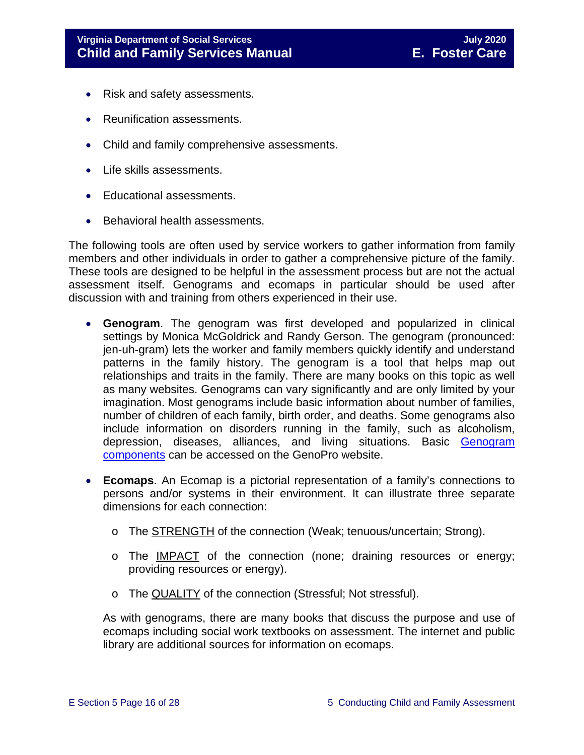- Risk and safety assessments.
- Reunification assessments.
- Child and family comprehensive assessments.
- Life skills assessments.
- Educational assessments.
- Behavioral health assessments.

The following tools are often used by service workers to gather information from family members and other individuals in order to gather a comprehensive picture of the family. These tools are designed to be helpful in the assessment process but are not the actual assessment itself. Genograms and ecomaps in particular should be used after discussion with and training from others experienced in their use.

- **Genogram**. The genogram was first developed and popularized in clinical settings by Monica McGoldrick and Randy Gerson. The genogram (pronounced: jen-uh-gram) lets the worker and family members quickly identify and understand patterns in the family history. The genogram is a tool that helps map out relationships and traits in the family. There are many books on this topic as well as many websites. Genograms can vary significantly and are only limited by your imagination. Most genograms include basic information about number of families, number of children of each family, birth order, and deaths. Some genograms also include information on disorders running in the family, such as alcoholism, depression, diseases, alliances, and living situations. Basic Genogram components can be accessed on the GenoPro website.

- **Ecomaps**. An Ecomap is a pictorial representation of a family's connections to persons and/or systems in their environment. It can illustrate three separate dimensions for each connection:

  - The <u>STRENGTH</u> of the connection (Weak; tenuous/uncertain; Strong).
  - The <u>IMPACT</u> of the connection (none; draining resources or energy; providing resources or energy).
  - The <u>QUALITY</u> of the connection (Stressful; Not stressful).

  As with genograms, there are many books that discuss the purpose and use of ecomaps including social work textbooks on assessment. The internet and public library are additional sources for information on ecomaps.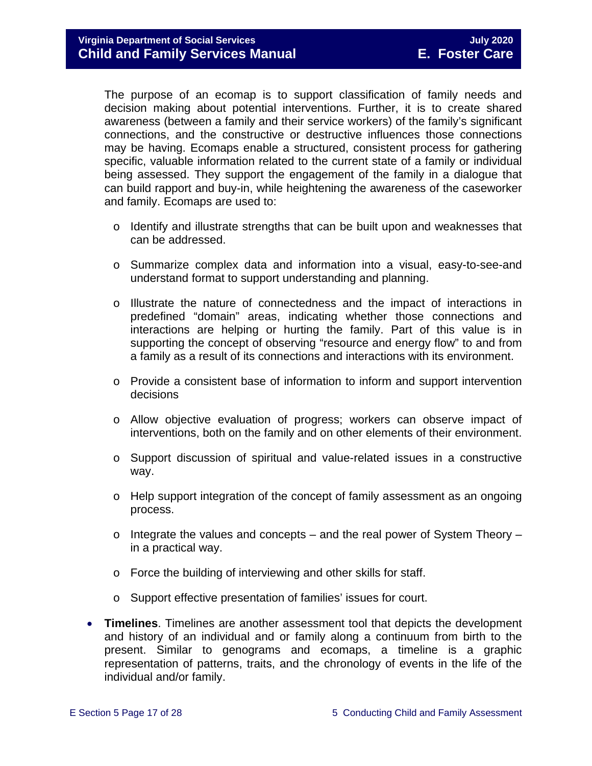The purpose of an ecomap is to support classification of family needs and decision making about potential interventions. Further, it is to create shared awareness (between a family and their service workers) of the family's significant connections, and the constructive or destructive influences those connections may be having. Ecomaps enable a structured, consistent process for gathering specific, valuable information related to the current state of a family or individual being assessed. They support the engagement of the family in a dialogue that can build rapport and buy-in, while heightening the awareness of the caseworker and family. Ecomaps are used to:

- Identify and illustrate strengths that can be built upon and weaknesses that can be addressed.
- Summarize complex data and information into a visual, easy-to-see-and understand format to support understanding and planning.
- Illustrate the nature of connectedness and the impact of interactions in predefined "domain" areas, indicating whether those connections and interactions are helping or hurting the family. Part of this value is in supporting the concept of observing "resource and energy flow" to and from a family as a result of its connections and interactions with its environment.
- Provide a consistent base of information to inform and support intervention decisions
- Allow objective evaluation of progress; workers can observe impact of interventions, both on the family and on other elements of their environment.
- Support discussion of spiritual and value-related issues in a constructive way.
- Help support integration of the concept of family assessment as an ongoing process.
- Integrate the values and concepts – and the real power of System Theory – in a practical way.
- Force the building of interviewing and other skills for staff.
- Support effective presentation of families' issues for court.

- **Timelines**. Timelines are another assessment tool that depicts the development and history of an individual and or family along a continuum from birth to the present. Similar to genograms and ecomaps, a timeline is a graphic representation of patterns, traits, and the chronology of events in the life of the individual and/or family.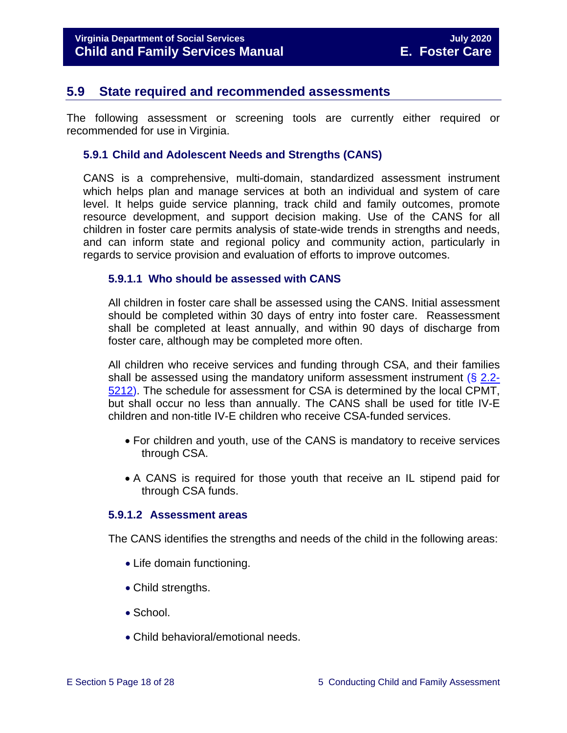## 5.9 State required and recommended assessments

The following assessment or screening tools are currently either required or recommended for use in Virginia.

### 5.9.1 Child and Adolescent Needs and Strengths (CANS)

CANS is a comprehensive, multi-domain, standardized assessment instrument which helps plan and manage services at both an individual and system of care level. It helps guide service planning, track child and family outcomes, promote resource development, and support decision making. Use of the CANS for all children in foster care permits analysis of state-wide trends in strengths and needs, and can inform state and regional policy and community action, particularly in regards to service provision and evaluation of efforts to improve outcomes.

#### 5.9.1.1 Who should be assessed with CANS

All children in foster care shall be assessed using the CANS. Initial assessment should be completed within 30 days of entry into foster care. Reassessment shall be completed at least annually, and within 90 days of discharge from foster care, although may be completed more often.

All children who receive services and funding through CSA, and their families shall be assessed using the mandatory uniform assessment instrument (§ 2.2-5212). The schedule for assessment for CSA is determined by the local CPMT, but shall occur no less than annually. The CANS shall be used for title IV-E children and non-title IV-E children who receive CSA-funded services.

- For children and youth, use of the CANS is mandatory to receive services through CSA.
- A CANS is required for those youth that receive an IL stipend paid for through CSA funds.

#### 5.9.1.2 Assessment areas

The CANS identifies the strengths and needs of the child in the following areas:

- Life domain functioning.
- Child strengths.
- School.
- Child behavioral/emotional needs.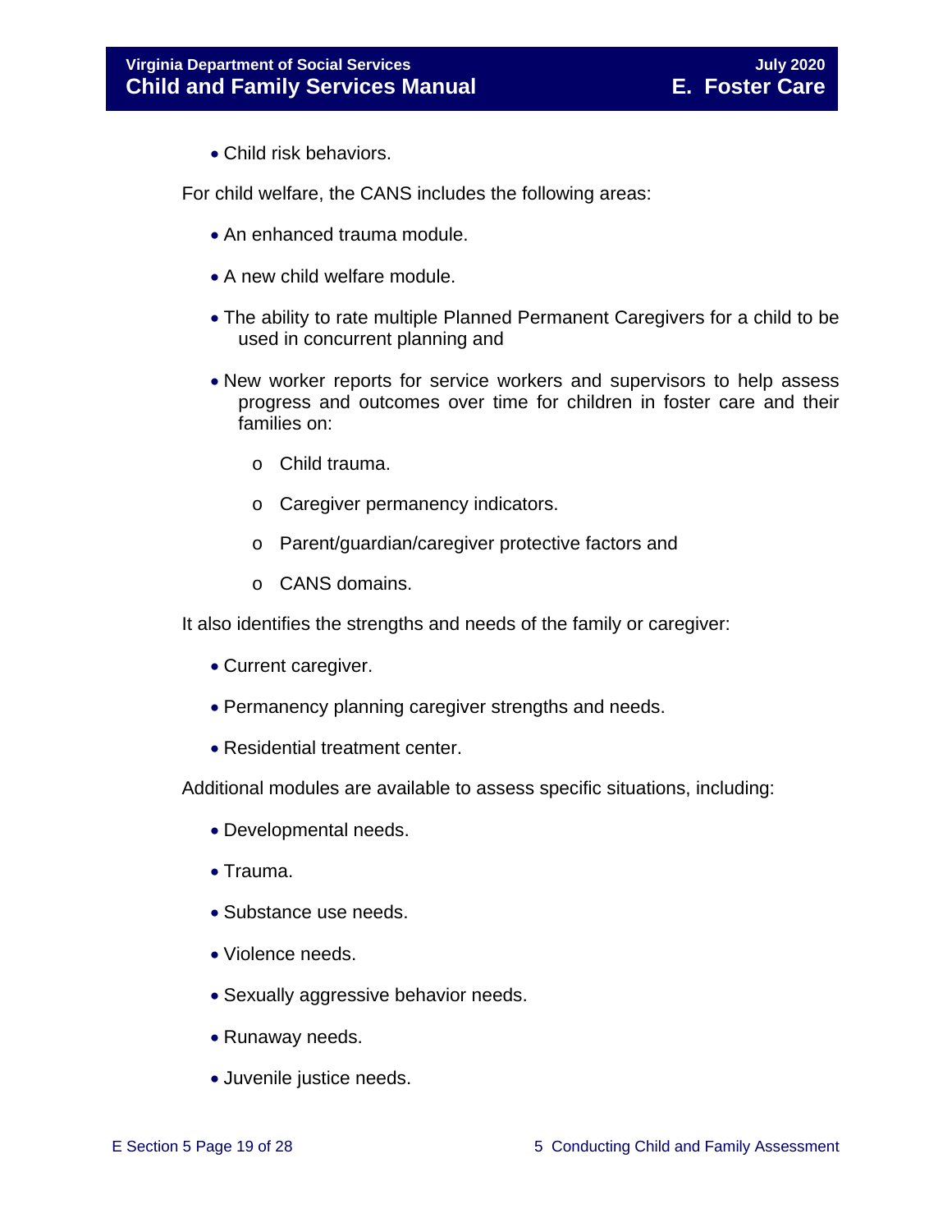- Child risk behaviors.

For child welfare, the CANS includes the following areas:

- An enhanced trauma module.
- A new child welfare module.
- The ability to rate multiple Planned Permanent Caregivers for a child to be used in concurrent planning and
- New worker reports for service workers and supervisors to help assess progress and outcomes over time for children in foster care and their families on:
    - Child trauma.
    - Caregiver permanency indicators.
    - Parent/guardian/caregiver protective factors and
    - CANS domains.

It also identifies the strengths and needs of the family or caregiver:

- Current caregiver.
- Permanency planning caregiver strengths and needs.
- Residential treatment center.

Additional modules are available to assess specific situations, including:

- Developmental needs.
- Trauma.
- Substance use needs.
- Violence needs.
- Sexually aggressive behavior needs.
- Runaway needs.
- Juvenile justice needs.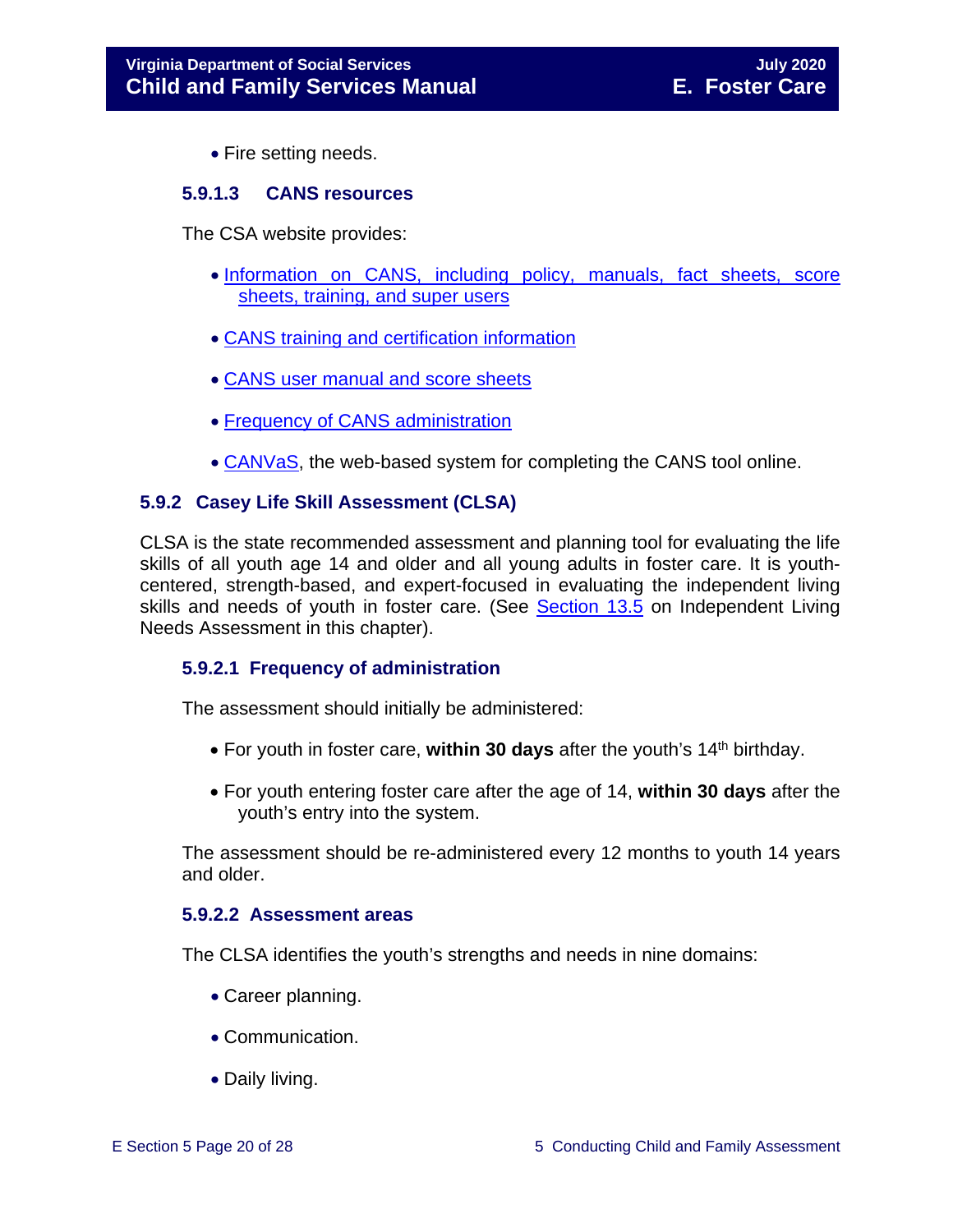- Fire setting needs.

#### 5.9.1.3 CANS resources

The CSA website provides:

- Information on CANS, including policy, manuals, fact sheets, score sheets, training, and super users
- CANS training and certification information
- CANS user manual and score sheets
- Frequency of CANS administration
- CANVaS, the web-based system for completing the CANS tool online.

### 5.9.2 Casey Life Skill Assessment (CLSA)

CLSA is the state recommended assessment and planning tool for evaluating the life skills of all youth age 14 and older and all young adults in foster care. It is youth-centered, strength-based, and expert-focused in evaluating the independent living skills and needs of youth in foster care. (See Section 13.5 on Independent Living Needs Assessment in this chapter).

#### 5.9.2.1 Frequency of administration

The assessment should initially be administered:

- For youth in foster care, **within 30 days** after the youth's 14th birthday.
- For youth entering foster care after the age of 14, **within 30 days** after the youth's entry into the system.

The assessment should be re-administered every 12 months to youth 14 years and older.

#### 5.9.2.2 Assessment areas

The CLSA identifies the youth's strengths and needs in nine domains:

- Career planning.
- Communication.
- Daily living.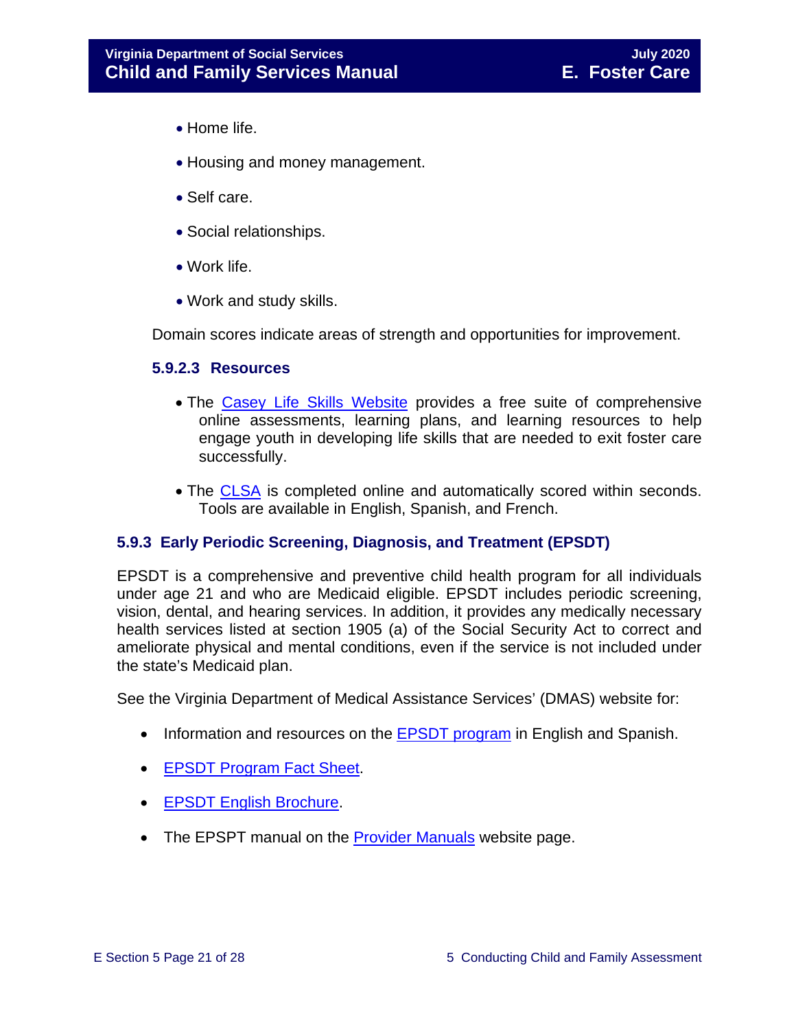- Home life.
- Housing and money management.
- Self care.
- Social relationships.
- Work life.
- Work and study skills.

Domain scores indicate areas of strength and opportunities for improvement.

#### 5.9.2.3 Resources

- The Casey Life Skills Website provides a free suite of comprehensive online assessments, learning plans, and learning resources to help engage youth in developing life skills that are needed to exit foster care successfully.
- The CLSA is completed online and automatically scored within seconds. Tools are available in English, Spanish, and French.

### 5.9.3 Early Periodic Screening, Diagnosis, and Treatment (EPSDT)

EPSDT is a comprehensive and preventive child health program for all individuals under age 21 and who are Medicaid eligible. EPSDT includes periodic screening, vision, dental, and hearing services. In addition, it provides any medically necessary health services listed at section 1905 (a) of the Social Security Act to correct and ameliorate physical and mental conditions, even if the service is not included under the state's Medicaid plan.

See the Virginia Department of Medical Assistance Services' (DMAS) website for:

- Information and resources on the EPSDT program in English and Spanish.
- EPSDT Program Fact Sheet.
- EPSDT English Brochure.
- The EPSPT manual on the Provider Manuals website page.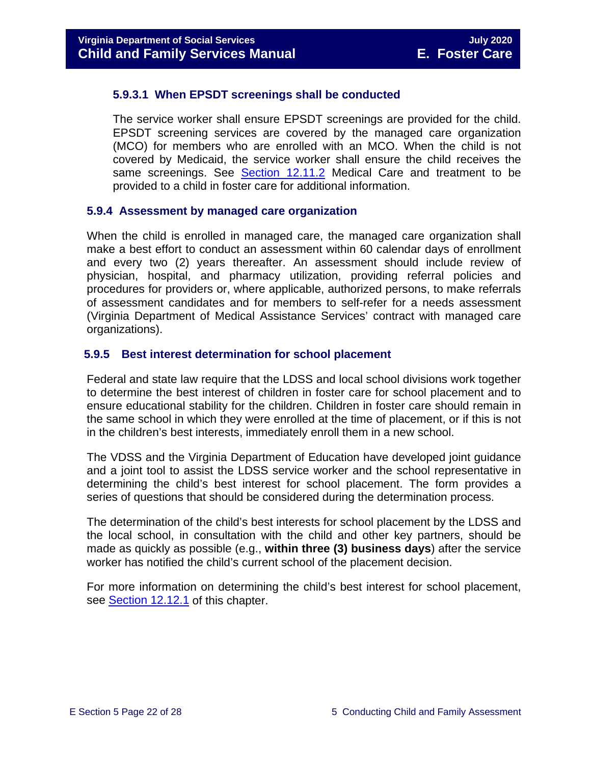#### 5.9.3.1 When EPSDT screenings shall be conducted

The service worker shall ensure EPSDT screenings are provided for the child. EPSDT screening services are covered by the managed care organization (MCO) for members who are enrolled with an MCO. When the child is not covered by Medicaid, the service worker shall ensure the child receives the same screenings. See Section 12.11.2 Medical Care and treatment to be provided to a child in foster care for additional information.

### 5.9.4 Assessment by managed care organization

When the child is enrolled in managed care, the managed care organization shall make a best effort to conduct an assessment within 60 calendar days of enrollment and every two (2) years thereafter. An assessment should include review of physician, hospital, and pharmacy utilization, providing referral policies and procedures for providers or, where applicable, authorized persons, to make referrals of assessment candidates and for members to self-refer for a needs assessment (Virginia Department of Medical Assistance Services' contract with managed care organizations).

### 5.9.5 Best interest determination for school placement

Federal and state law require that the LDSS and local school divisions work together to determine the best interest of children in foster care for school placement and to ensure educational stability for the children. Children in foster care should remain in the same school in which they were enrolled at the time of placement, or if this is not in the children's best interests, immediately enroll them in a new school.

The VDSS and the Virginia Department of Education have developed joint guidance and a joint tool to assist the LDSS service worker and the school representative in determining the child's best interest for school placement. The form provides a series of questions that should be considered during the determination process.

The determination of the child's best interests for school placement by the LDSS and the local school, in consultation with the child and other key partners, should be made as quickly as possible (e.g., **within three (3) business days**) after the service worker has notified the child's current school of the placement decision.

For more information on determining the child's best interest for school placement, see Section 12.12.1 of this chapter.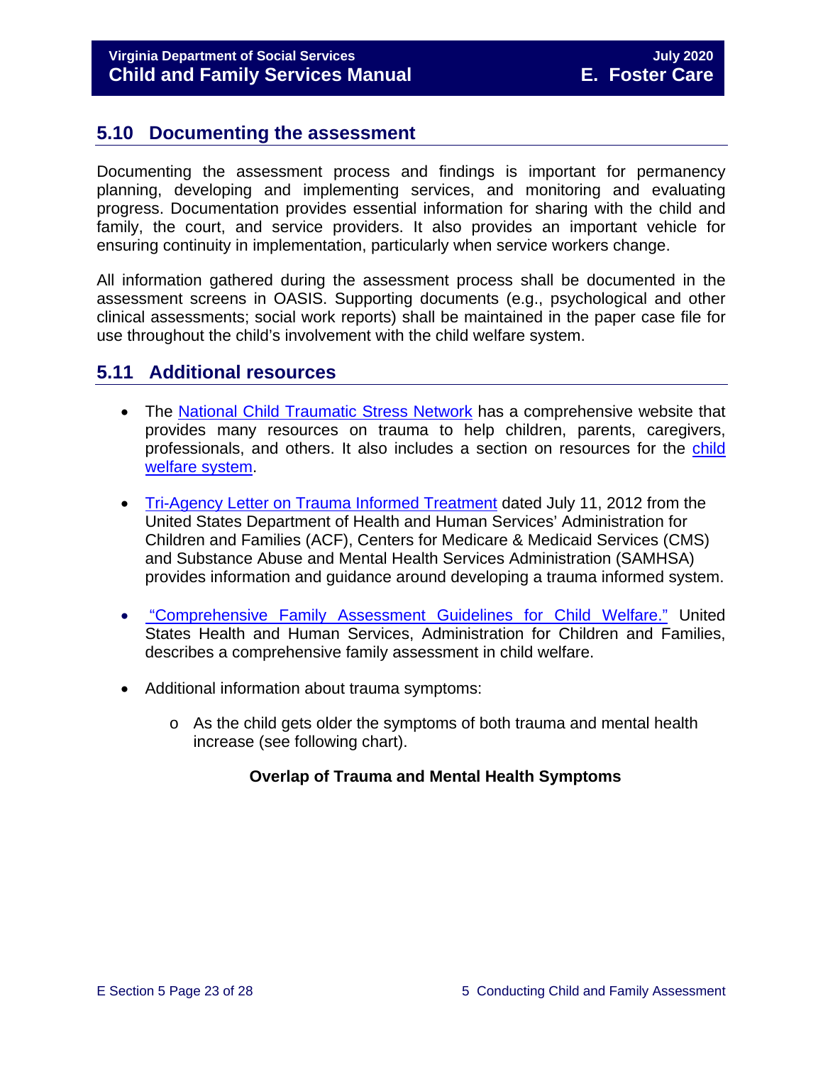## 5.10 Documenting the assessment

Documenting the assessment process and findings is important for permanency planning, developing and implementing services, and monitoring and evaluating progress. Documentation provides essential information for sharing with the child and family, the court, and service providers. It also provides an important vehicle for ensuring continuity in implementation, particularly when service workers change.

All information gathered during the assessment process shall be documented in the assessment screens in OASIS. Supporting documents (e.g., psychological and other clinical assessments; social work reports) shall be maintained in the paper case file for use throughout the child's involvement with the child welfare system.

## 5.11 Additional resources

- The National Child Traumatic Stress Network has a comprehensive website that provides many resources on trauma to help children, parents, caregivers, professionals, and others. It also includes a section on resources for the child welfare system.

- Tri-Agency Letter on Trauma Informed Treatment dated July 11, 2012 from the United States Department of Health and Human Services' Administration for Children and Families (ACF), Centers for Medicare & Medicaid Services (CMS) and Substance Abuse and Mental Health Services Administration (SAMHSA) provides information and guidance around developing a trauma informed system.

- "Comprehensive Family Assessment Guidelines for Child Welfare." United States Health and Human Services, Administration for Children and Families, describes a comprehensive family assessment in child welfare.

- Additional information about trauma symptoms:
  - As the child gets older the symptoms of both trauma and mental health increase (see following chart).

**Overlap of Trauma and Mental Health Symptoms**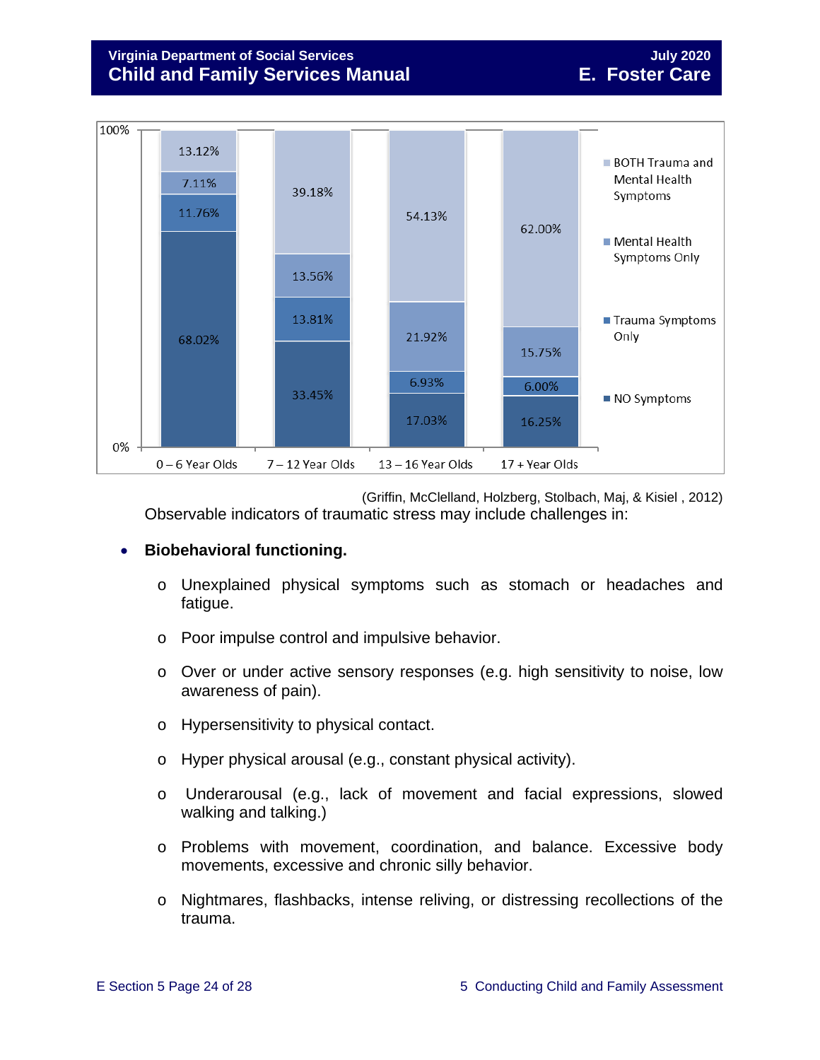| | 0 – 6 Year Olds | 7 – 12 Year Olds | 13 – 16 Year Olds | 17 + Year Olds |
|---|---|---|---|---|
| BOTH Trauma and Mental Health Symptoms | 13.12% | 39.18% | 54.13% | 62.00% |
| Mental Health Symptoms Only | 7.11% | 13.56% | 21.92% | 15.75% |
| Trauma Symptoms Only | 11.76% | 13.81% | 6.93% | 6.00% |
| NO Symptoms | 68.02% | 33.45% | 17.03% | 16.25% |

(Griffin, McClelland, Holzberg, Stolbach, Maj, & Kisiel , 2012)

Observable indicators of traumatic stress may include challenges in:

- **Biobehavioral functioning.**
  - Unexplained physical symptoms such as stomach or headaches and fatigue.
  - Poor impulse control and impulsive behavior.
  - Over or under active sensory responses (e.g. high sensitivity to noise, low awareness of pain).
  - Hypersensitivity to physical contact.
  - Hyper physical arousal (e.g., constant physical activity).
  - Underarousal (e.g., lack of movement and facial expressions, slowed walking and talking.)
  - Problems with movement, coordination, and balance. Excessive body movements, excessive and chronic silly behavior.
  - Nightmares, flashbacks, intense reliving, or distressing recollections of the trauma.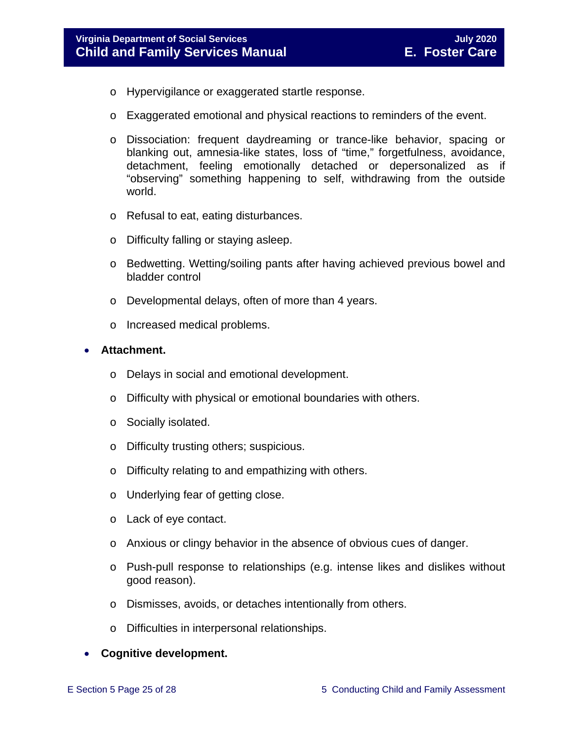- Hypervigilance or exaggerated startle response.
  - Exaggerated emotional and physical reactions to reminders of the event.
  - Dissociation: frequent daydreaming or trance-like behavior, spacing or blanking out, amnesia-like states, loss of "time," forgetfulness, avoidance, detachment, feeling emotionally detached or depersonalized as if "observing" something happening to self, withdrawing from the outside world.
  - Refusal to eat, eating disturbances.
  - Difficulty falling or staying asleep.
  - Bedwetting. Wetting/soiling pants after having achieved previous bowel and bladder control
  - Developmental delays, often of more than 4 years.
  - Increased medical problems.

- **Attachment.**
  - Delays in social and emotional development.
  - Difficulty with physical or emotional boundaries with others.
  - Socially isolated.
  - Difficulty trusting others; suspicious.
  - Difficulty relating to and empathizing with others.
  - Underlying fear of getting close.
  - Lack of eye contact.
  - Anxious or clingy behavior in the absence of obvious cues of danger.
  - Push-pull response to relationships (e.g. intense likes and dislikes without good reason).
  - Dismisses, avoids, or detaches intentionally from others.
  - Difficulties in interpersonal relationships.

- **Cognitive development.**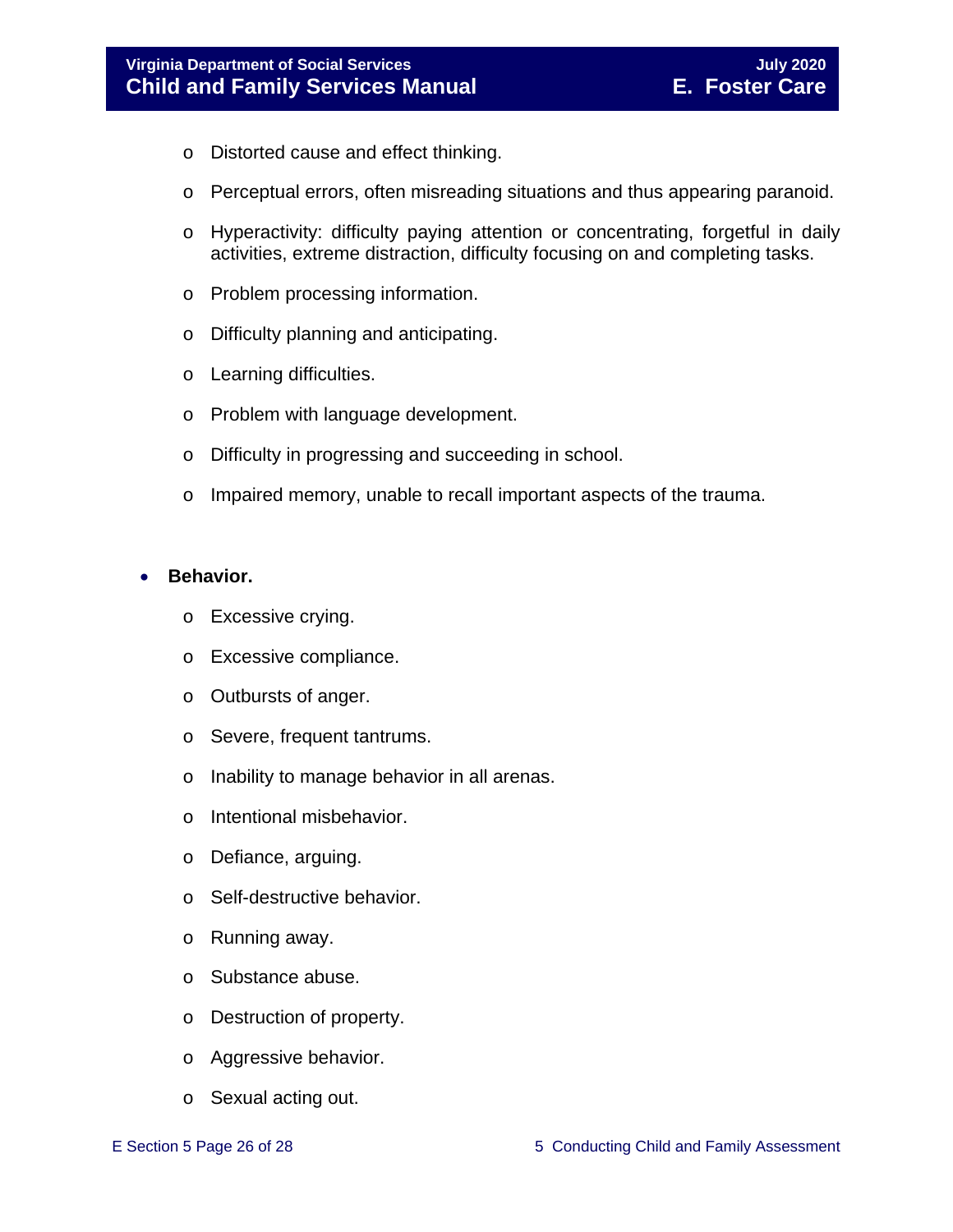- Distorted cause and effect thinking.
  - Perceptual errors, often misreading situations and thus appearing paranoid.
  - Hyperactivity: difficulty paying attention or concentrating, forgetful in daily activities, extreme distraction, difficulty focusing on and completing tasks.
  - Problem processing information.
  - Difficulty planning and anticipating.
  - Learning difficulties.
  - Problem with language development.
  - Difficulty in progressing and succeeding in school.
  - Impaired memory, unable to recall important aspects of the trauma.

- **Behavior.**
  - Excessive crying.
  - Excessive compliance.
  - Outbursts of anger.
  - Severe, frequent tantrums.
  - Inability to manage behavior in all arenas.
  - Intentional misbehavior.
  - Defiance, arguing.
  - Self-destructive behavior.
  - Running away.
  - Substance abuse.
  - Destruction of property.
  - Aggressive behavior.
  - Sexual acting out.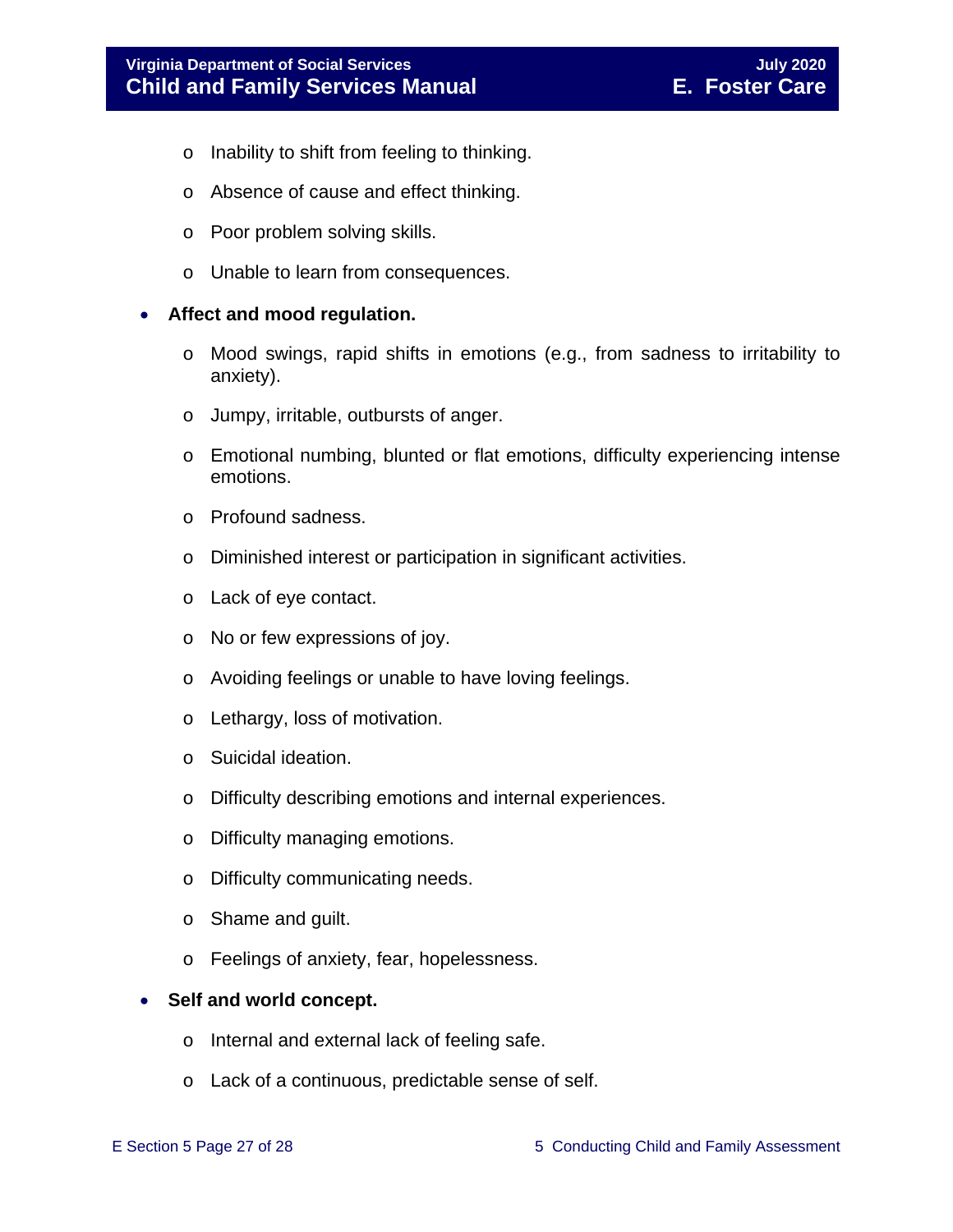- Inability to shift from feeling to thinking.
  - Absence of cause and effect thinking.
  - Poor problem solving skills.
  - Unable to learn from consequences.

- **Affect and mood regulation.**
  - Mood swings, rapid shifts in emotions (e.g., from sadness to irritability to anxiety).
  - Jumpy, irritable, outbursts of anger.
  - Emotional numbing, blunted or flat emotions, difficulty experiencing intense emotions.
  - Profound sadness.
  - Diminished interest or participation in significant activities.
  - Lack of eye contact.
  - No or few expressions of joy.
  - Avoiding feelings or unable to have loving feelings.
  - Lethargy, loss of motivation.
  - Suicidal ideation.
  - Difficulty describing emotions and internal experiences.
  - Difficulty managing emotions.
  - Difficulty communicating needs.
  - Shame and guilt.
  - Feelings of anxiety, fear, hopelessness.

- **Self and world concept.**
  - Internal and external lack of feeling safe.
  - Lack of a continuous, predictable sense of self.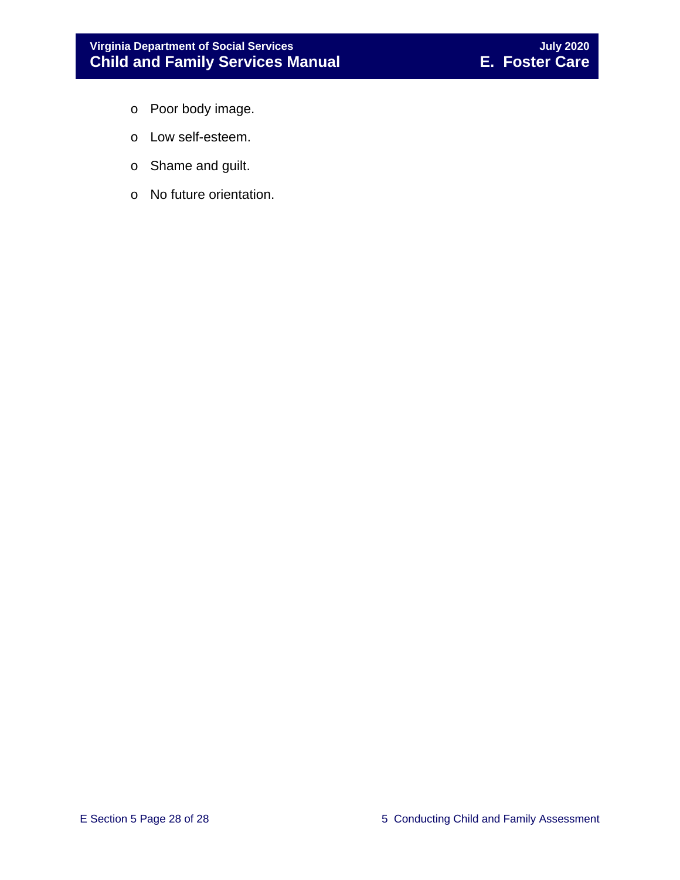- Poor body image.
- Low self-esteem.
- Shame and guilt.
- No future orientation.